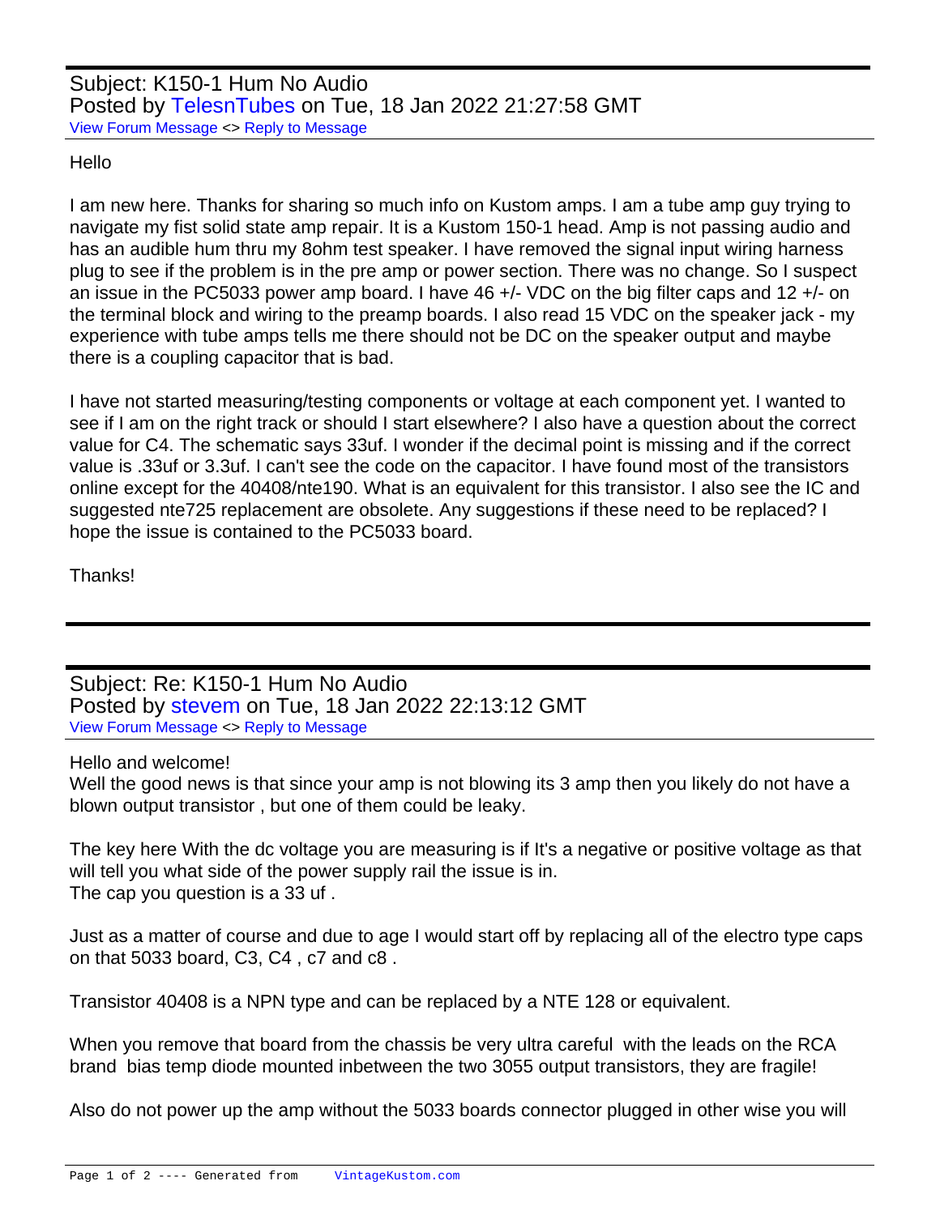Subject: K150-1 Hum No Audio
Posted by TelesnTubes on Tue, 18 Jan 2022 21:27:58 GMT
View Forum Message <> Reply to Message

Hello

I am new here. Thanks for sharing so much info on Kustom amps. I am a tube amp guy trying to navigate my fist solid state amp repair. It is a Kustom 150-1 head. Amp is not passing audio and has an audible hum thru my 8ohm test speaker. I have removed the signal input wiring harness plug to see if the problem is in the pre amp or power section. There was no change. So I suspect an issue in the PC5033 power amp board. I have 46 +/- VDC on the big filter caps and 12 +/- on the terminal block and wiring to the preamp boards. I also read 15 VDC on the speaker jack - my experience with tube amps tells me there should not be DC on the speaker output and maybe there is a coupling capacitor that is bad.

I have not started measuring/testing components or voltage at each component yet. I wanted to see if I am on the right track or should I start elsewhere? I also have a question about the correct value for C4. The schematic says 33uf. I wonder if the decimal point is missing and if the correct value is .33uf or 3.3uf. I can't see the code on the capacitor. I have found most of the transistors online except for the 40408/nte190. What is an equivalent for this transistor. I also see the IC and suggested nte725 replacement are obsolete. Any suggestions if these need to be replaced? I hope the issue is contained to the PC5033 board.

Thanks!

---

Subject: Re: K150-1 Hum No Audio
Posted by stevem on Tue, 18 Jan 2022 22:13:12 GMT
View Forum Message <> Reply to Message

Hello and welcome!
Well the good news is that since your amp is not blowing its 3 amp then you likely do not have a blown output transistor , but one of them could be leaky.

The key here With the dc voltage you are measuring is if It's a negative or positive voltage as that will tell you what side of the power supply rail the issue is in.
The cap you question is a 33 uf .

Just as a matter of course and due to age I would start off by replacing all of the electro type caps on that 5033 board, C3, C4 , c7 and c8 .

Transistor 40408 is a NPN type and can be replaced by a NTE 128 or equivalent.

When you remove that board from the chassis be very ultra careful with the leads on the RCA brand bias temp diode mounted inbetween the two 3055 output transistors, they are fragile!

Also do not power up the amp without the 5033 boards connector plugged in other wise you will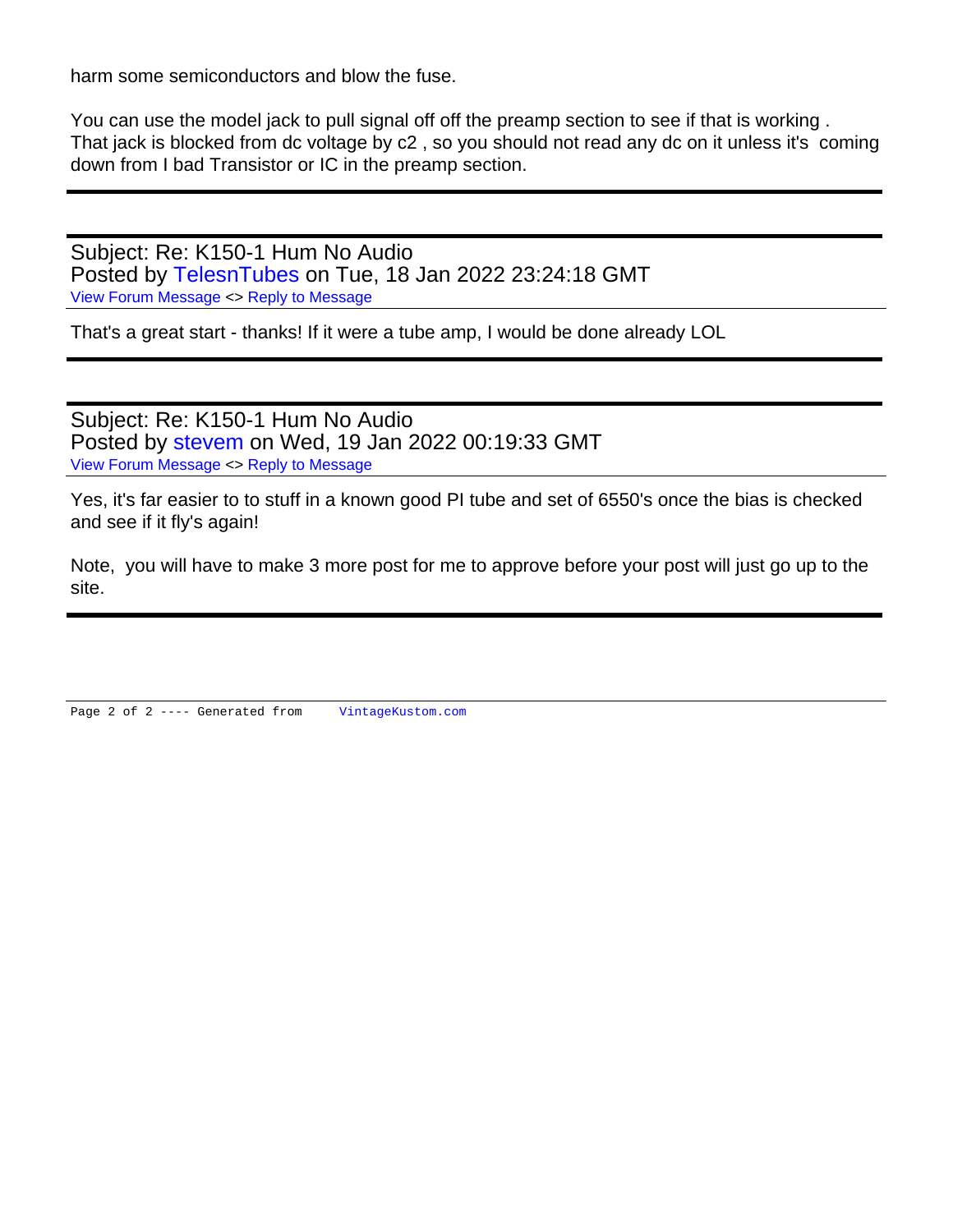harm some semiconductors and blow the fuse.

You can use the model jack to pull signal off off the preamp section to see if that is working .
That jack is blocked from dc voltage by c2 , so you should not read any dc on it unless it's coming down from I bad Transistor or IC in the preamp section.

---

Subject: Re: K150-1 Hum No Audio
Posted by TelesnTubes on Tue, 18 Jan 2022 23:24:18 GMT
View Forum Message <> Reply to Message

That's a great start - thanks! If it were a tube amp, I would be done already LOL

---

Subject: Re: K150-1 Hum No Audio
Posted by stevem on Wed, 19 Jan 2022 00:19:33 GMT
View Forum Message <> Reply to Message

Yes, it's far easier to to stuff in a known good PI tube and set of 6550's once the bias is checked and see if it fly's again!

Note, you will have to make 3 more post for me to approve before your post will just go up to the site.